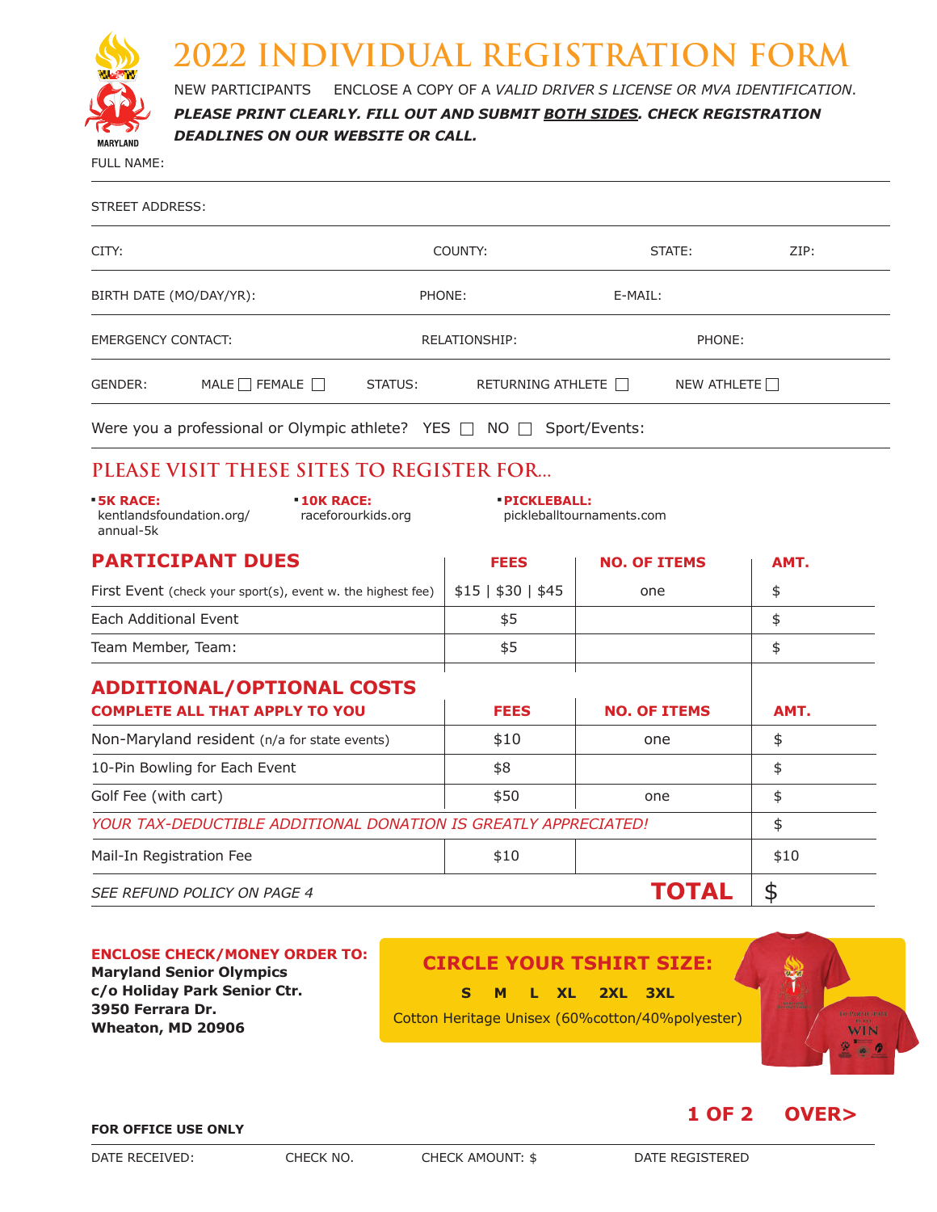# 2022 INDIVIDUAL REGISTRATION FORM

NEW PARTICIPANTS ENCLOSE A COPY OF A *VALID DRIVER S LICENSE OR MVA IDENTIFICATION*.

***PLEASE PRINT CLEARLY. FILL OUT AND SUBMIT BOTH SIDES. CHECK REGISTRATION DEADLINES ON OUR WEBSITE OR CALL.***

FULL NAME:

STREET ADDRESS:

CITY: COUNTY: STATE: ZIP:

BIRTH DATE (MO/DAY/YR): PHONE: E-MAIL:

EMERGENCY CONTACT: RELATIONSHIP: PHONE:

GENDER: MALE ☐ FEMALE ☐ STATUS: RETURNING ATHLETE ☐ NEW ATHLETE ☐

Were you a professional or Olympic athlete? YES ☐ NO ☐ Sport/Events:

## PLEASE VISIT THESE SITES TO REGISTER FOR...

- **5K RACE:** kentlandsfoundation.org/annual-5k
- **10K RACE:** raceforourkids.org
- **PICKLEBALL:** pickleballtournaments.com

| PARTICIPANT DUES | FEES | NO. OF ITEMS | AMT. |
|---|---|---|---|
| First Event (check your sport(s), event w. the highest fee) | $15 \| $30 \| $45 | one | $ |
| Each Additional Event | $5 | | $ |
| Team Member, Team: | $5 | | $ |

| ADDITIONAL/OPTIONAL COSTS – COMPLETE ALL THAT APPLY TO YOU | FEES | NO. OF ITEMS | AMT. |
|---|---|---|---|
| Non-Maryland resident (n/a for state events) | $10 | one | $ |
| 10-Pin Bowling for Each Event | $8 | | $ |
| Golf Fee (with cart) | $50 | one | $ |
| *YOUR TAX-DEDUCTIBLE ADDITIONAL DONATION IS GREATLY APPRECIATED!* | | | $ |
| Mail-In Registration Fee | $10 | | $10 |
| *SEE REFUND POLICY ON PAGE 4* | | **TOTAL** | $ |

**ENCLOSE CHECK/MONEY ORDER TO:**
**Maryland Senior Olympics**
**c/o Holiday Park Senior Ctr.**
**3950 Ferrara Dr.**
**Wheaton, MD 20906**

**CIRCLE YOUR TSHIRT SIZE:**

**S M L XL 2XL 3XL**

Cotton Heritage Unisex (60%cotton/40%polyester)

**OVER>**

**FOR OFFICE USE ONLY**

DATE RECEIVED: CHECK NO. CHECK AMOUNT: $ DATE REGISTERED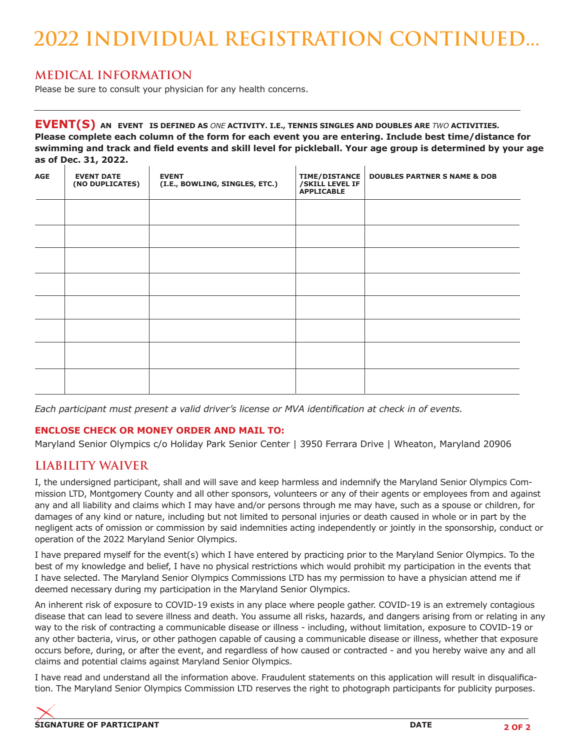# 2022 INDIVIDUAL REGISTRATION CONTINUED...

## MEDICAL INFORMATION

Please be sure to consult your physician for any health concerns.

## EVENT(S)

**AN EVENT IS DEFINED AS *ONE* ACTIVITY. I.E., TENNIS SINGLES AND DOUBLES ARE *TWO* ACTIVITIES. Please complete each column of the form for each event you are entering. Include best time/distance for swimming and track and field events and skill level for pickleball. Your age group is determined by your age as of Dec. 31, 2022.**

| AGE | EVENT DATE (NO DUPLICATES) | EVENT (I.E., BOWLING, SINGLES, ETC.) | TIME/DISTANCE /SKILL LEVEL IF APPLICABLE | DOUBLES PARTNER S NAME & DOB |
|---|---|---|---|---|
| | | | | |
| | | | | |
| | | | | |
| | | | | |
| | | | | |
| | | | | |
| | | | | |
| | | | | |

*Each participant must present a valid driver's license or MVA identification at check in of events.*

**ENCLOSE CHECK OR MONEY ORDER AND MAIL TO:**

Maryland Senior Olympics c/o Holiday Park Senior Center | 3950 Ferrara Drive | Wheaton, Maryland 20906

## LIABILITY WAIVER

I, the undersigned participant, shall and will save and keep harmless and indemnify the Maryland Senior Olympics Commission LTD, Montgomery County and all other sponsors, volunteers or any of their agents or employees from and against any and all liability and claims which I may have and/or persons through me may have, such as a spouse or children, for damages of any kind or nature, including but not limited to personal injuries or death caused in whole or in part by the negligent acts of omission or commission by said indemnities acting independently or jointly in the sponsorship, conduct or operation of the 2022 Maryland Senior Olympics.

I have prepared myself for the event(s) which I have entered by practicing prior to the Maryland Senior Olympics. To the best of my knowledge and belief, I have no physical restrictions which would prohibit my participation in the events that I have selected. The Maryland Senior Olympics Commissions LTD has my permission to have a physician attend me if deemed necessary during my participation in the Maryland Senior Olympics.

An inherent risk of exposure to COVID-19 exists in any place where people gather. COVID-19 is an extremely contagious disease that can lead to severe illness and death. You assume all risks, hazards, and dangers arising from or relating in any way to the risk of contracting a communicable disease or illness - including, without limitation, exposure to COVID-19 or any other bacteria, virus, or other pathogen capable of causing a communicable disease or illness, whether that exposure occurs before, during, or after the event, and regardless of how caused or contracted - and you hereby waive any and all claims and potential claims against Maryland Senior Olympics.

I have read and understand all the information above. Fraudulent statements on this application will result in disqualification. The Maryland Senior Olympics Commission LTD reserves the right to photograph participants for publicity purposes.

X

**SIGNATURE OF PARTICIPANT** **DATE**